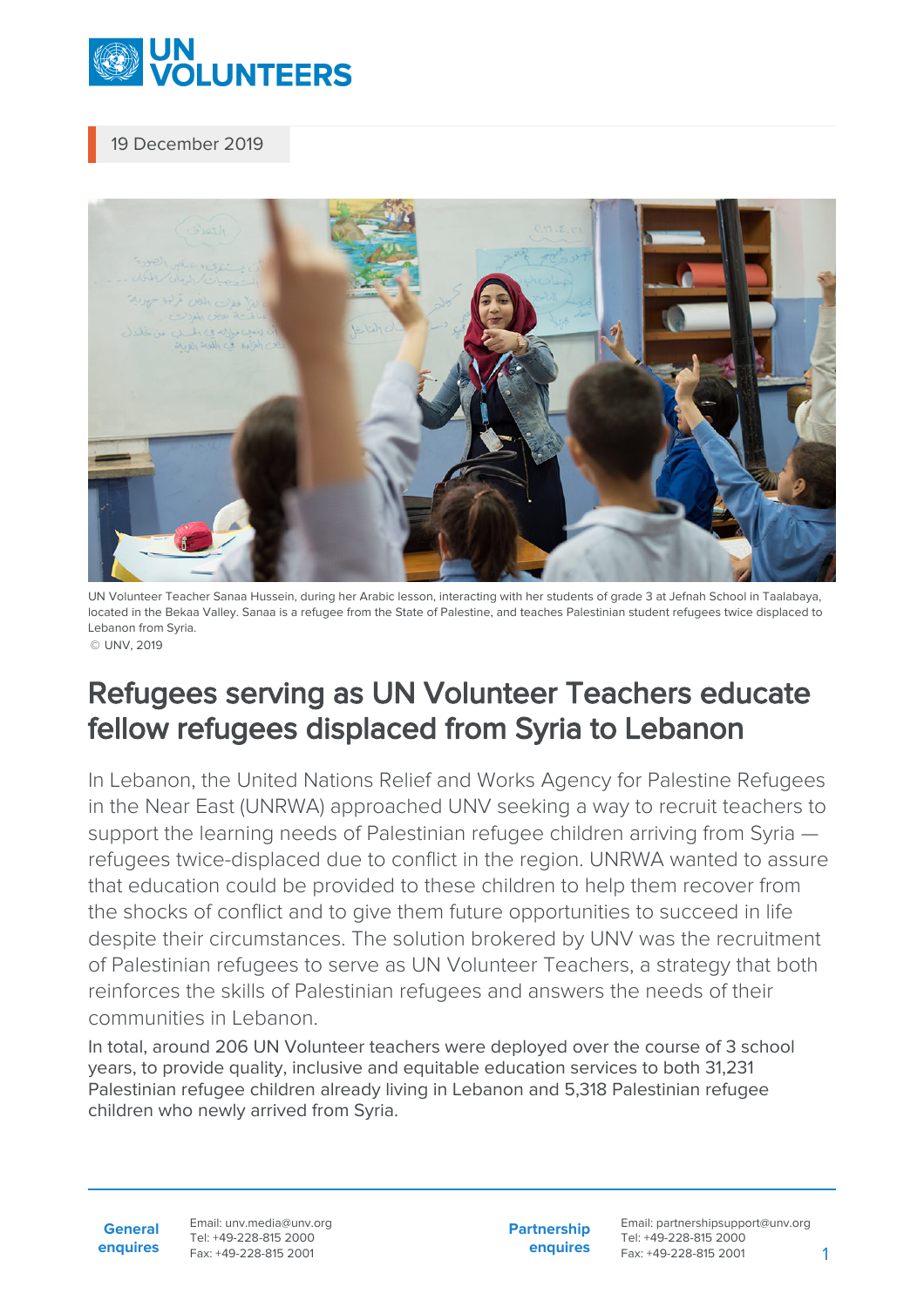19 December 2019

UN Volunteer Teacher Sanaa Hussein, during her Arabic lesson, interacting with her students of grade 3 at Jefnah School in Taalabaya, located in the Bekaa Valley. Sanaa is a refugee from the State of Palestine, and teaches Palestinian student refugees twice displaced to Lebanon from Syria.
© UNV, 2019

# Refugees serving as UN Volunteer Teachers educate fellow refugees displaced from Syria to Lebanon

In Lebanon, the United Nations Relief and Works Agency for Palestine Refugees in the Near East (UNRWA) approached UNV seeking a way to recruit teachers to support the learning needs of Palestinian refugee children arriving from Syria — refugees twice-displaced due to conflict in the region. UNRWA wanted to assure that education could be provided to these children to help them recover from the shocks of conflict and to give them future opportunities to succeed in life despite their circumstances. The solution brokered by UNV was the recruitment of Palestinian refugees to serve as UN Volunteer Teachers, a strategy that both reinforces the skills of Palestinian refugees and answers the needs of their communities in Lebanon.

In total, around 206 UN Volunteer teachers were deployed over the course of 3 school years, to provide quality, inclusive and equitable education services to both 31,231 Palestinian refugee children already living in Lebanon and 5,318 Palestinian refugee children who newly arrived from Syria.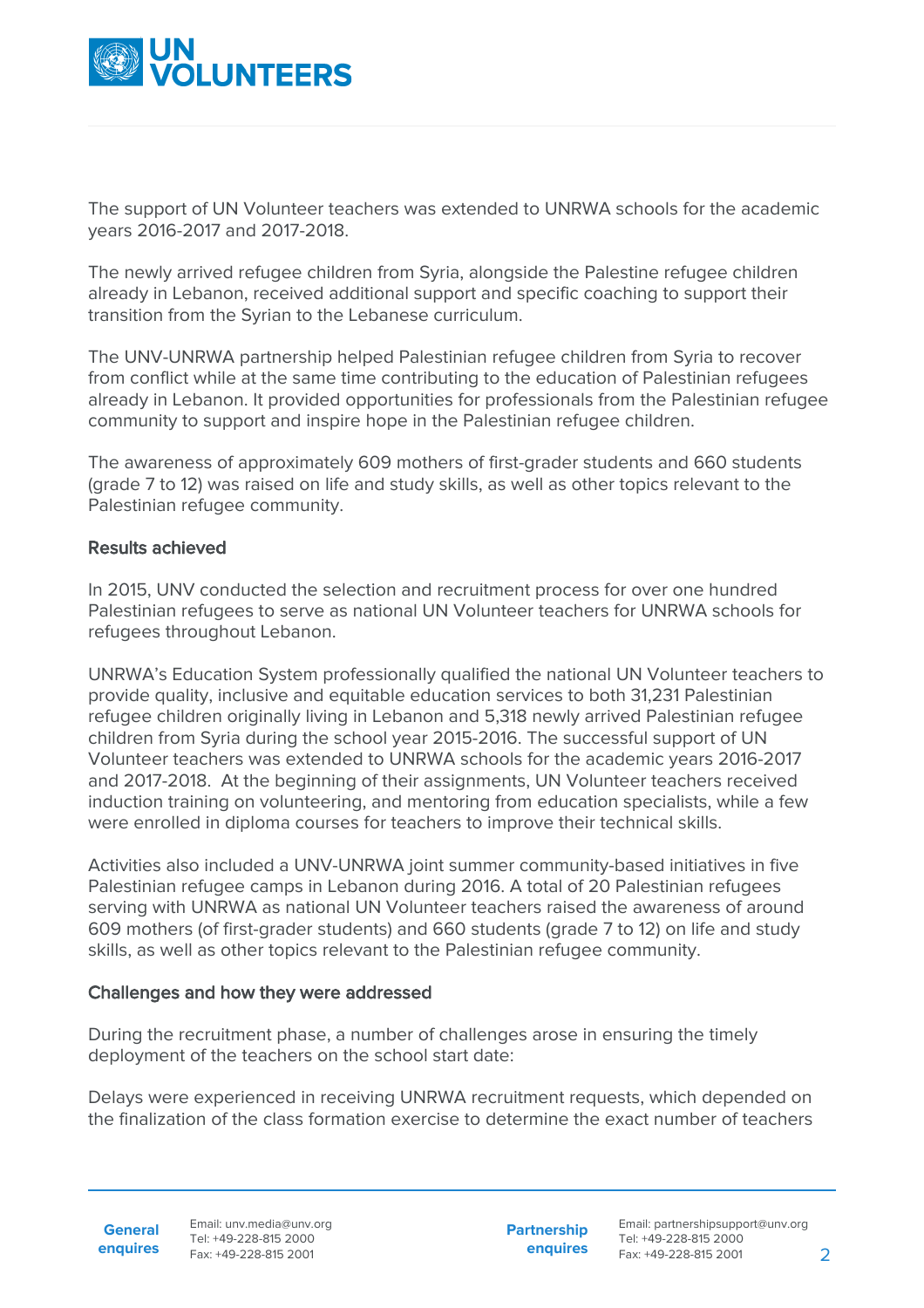The support of UN Volunteer teachers was extended to UNRWA schools for the academic years 2016-2017 and 2017-2018.

The newly arrived refugee children from Syria, alongside the Palestine refugee children already in Lebanon, received additional support and specific coaching to support their transition from the Syrian to the Lebanese curriculum.

The UNV-UNRWA partnership helped Palestinian refugee children from Syria to recover from conflict while at the same time contributing to the education of Palestinian refugees already in Lebanon. It provided opportunities for professionals from the Palestinian refugee community to support and inspire hope in the Palestinian refugee children.

The awareness of approximately 609 mothers of first-grader students and 660 students (grade 7 to 12) was raised on life and study skills, as well as other topics relevant to the Palestinian refugee community.

### Results achieved

In 2015, UNV conducted the selection and recruitment process for over one hundred Palestinian refugees to serve as national UN Volunteer teachers for UNRWA schools for refugees throughout Lebanon.

UNRWA's Education System professionally qualified the national UN Volunteer teachers to provide quality, inclusive and equitable education services to both 31,231 Palestinian refugee children originally living in Lebanon and 5,318 newly arrived Palestinian refugee children from Syria during the school year 2015-2016. The successful support of UN Volunteer teachers was extended to UNRWA schools for the academic years 2016-2017 and 2017-2018. At the beginning of their assignments, UN Volunteer teachers received induction training on volunteering, and mentoring from education specialists, while a few were enrolled in diploma courses for teachers to improve their technical skills.

Activities also included a UNV-UNRWA joint summer community-based initiatives in five Palestinian refugee camps in Lebanon during 2016. A total of 20 Palestinian refugees serving with UNRWA as national UN Volunteer teachers raised the awareness of around 609 mothers (of first-grader students) and 660 students (grade 7 to 12) on life and study skills, as well as other topics relevant to the Palestinian refugee community.

### Challenges and how they were addressed

During the recruitment phase, a number of challenges arose in ensuring the timely deployment of the teachers on the school start date:

Delays were experienced in receiving UNRWA recruitment requests, which depended on the finalization of the class formation exercise to determine the exact number of teachers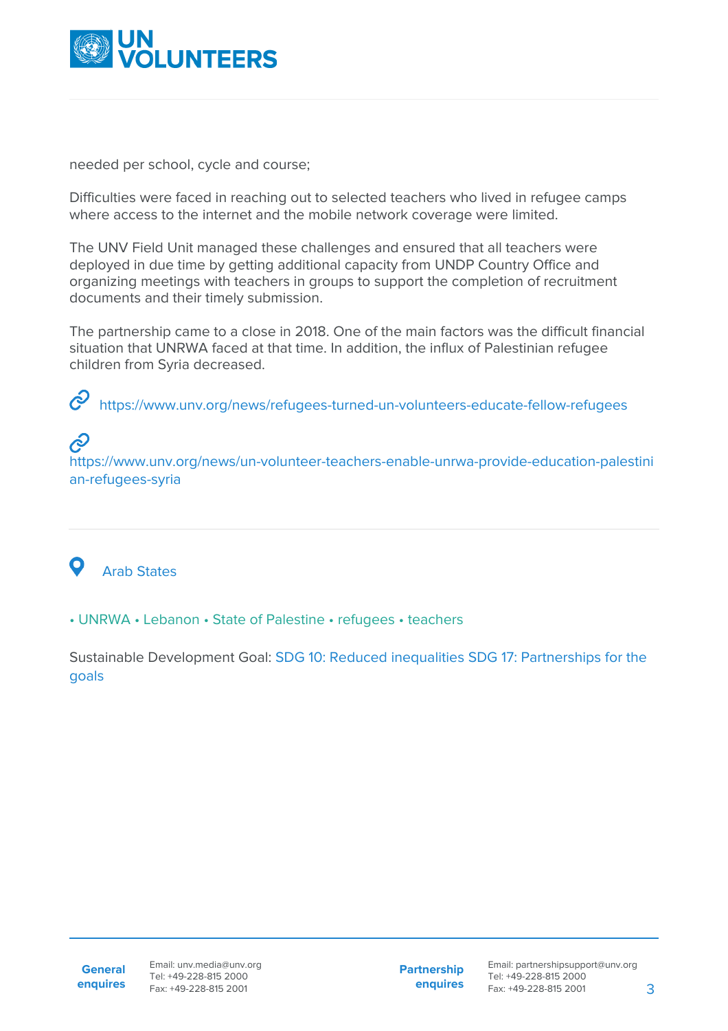needed per school, cycle and course;

Difficulties were faced in reaching out to selected teachers who lived in refugee camps where access to the internet and the mobile network coverage were limited.

The UNV Field Unit managed these challenges and ensured that all teachers were deployed in due time by getting additional capacity from UNDP Country Office and organizing meetings with teachers in groups to support the completion of recruitment documents and their timely submission.

The partnership came to a close in 2018. One of the main factors was the difficult financial situation that UNRWA faced at that time. In addition, the influx of Palestinian refugee children from Syria decreased.

https://www.unv.org/news/refugees-turned-un-volunteers-educate-fellow-refugees

https://www.unv.org/news/un-volunteer-teachers-enable-unrwa-provide-education-palestinian-refugees-syria

---

Arab States

• UNRWA • Lebanon • State of Palestine • refugees • teachers

Sustainable Development Goal: SDG 10: Reduced inequalities SDG 17: Partnerships for the goals